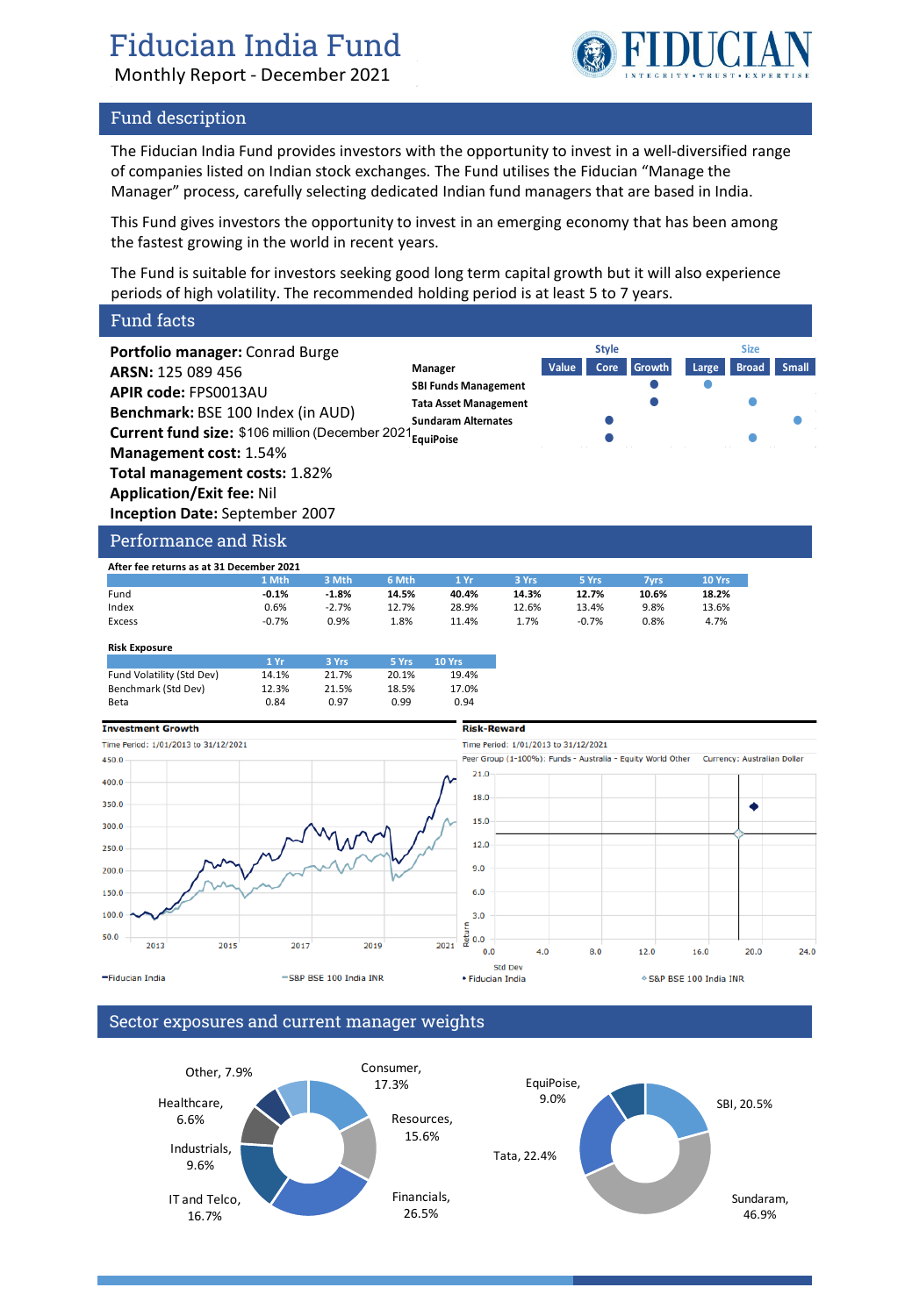# Fiducian India Fund

Monthly Report - December 2021

## Fund description

The Fiducian India Fund provides investors with the opportunity to invest in a well-diversified range of companies listed on Indian stock exchanges. The Fund utilises the Fiducian "Manage the Manager" process, carefully selecting dedicated Indian fund managers that are based in India.

This Fund gives investors the opportunity to invest in an emerging economy that has been among the fastest growing in the world in recent years.

The Fund is suitable for investors seeking good long term capital growth but it will also experience periods of high volatility. The recommended holding period is at least 5 to 7 years.

## Fund facts

**Portfolio manager:** Conrad Burge
**ARSN:** 125 089 456
**APIR code:** FPS0013AU
**Benchmark:** BSE 100 Index (in AUD)
**Current fund size:** $106 million (December 2021)
**Management cost:** 1.54%
**Total management costs:** 1.82%
**Application/Exit fee:** Nil
**Inception Date:** September 2007

| Manager | Style: Value | Style: Core | Style: Growth | Size: Large | Size: Broad | Size: Small |
|---|---|---|---|---|---|---|
| SBI Funds Management | | | ● | ● | | |
| Tata Asset Management | | | ● | | ● | |
| Sundaram Alternates | | ● | | | | ● |
| EquiPoise | | ● | | | ● | |

## Performance and Risk

**After fee returns as at 31 December 2021**

| | 1 Mth | 3 Mth | 6 Mth | 1 Yr | 3 Yrs | 5 Yrs | 7yrs | 10 Yrs |
|---|---|---|---|---|---|---|---|---|
| Fund | **-0.1%** | **-1.8%** | **14.5%** | **40.4%** | **14.3%** | **12.7%** | **10.6%** | **18.2%** |
| Index | 0.6% | -2.7% | 12.7% | 28.9% | 12.6% | 13.4% | 9.8% | 13.6% |
| Excess | -0.7% | 0.9% | 1.8% | 11.4% | 1.7% | -0.7% | 0.8% | 4.7% |

**Risk Exposure**

| | 1 Yr | 3 Yrs | 5 Yrs | 10 Yrs |
|---|---|---|---|---|
| Fund Volatility (Std Dev) | 14.1% | 21.7% | 20.1% | 19.4% |
| Benchmark (Std Dev) | 12.3% | 21.5% | 18.5% | 17.0% |
| Beta | 0.84 | 0.97 | 0.99 | 0.94 |

**Investment Growth**

Time Period: 1/01/2013 to 31/12/2021

Legend: Fiducian India; S&P BSE 100 India INR

**Risk-Reward**

Time Period: 1/01/2013 to 31/12/2021

Peer Group (1-100%): Funds - Australia - Equity World Other Currency: Australian Dollar

Legend: Fiducian India; S&P BSE 100 India INR

## Sector exposures and current manager weights

| Sector | Weight |
|---|---|
| Consumer | 17.3% |
| Resources | 15.6% |
| Financials | 26.5% |
| IT and Telco | 16.7% |
| Industrials | 9.6% |
| Healthcare | 6.6% |
| Other | 7.9% |

| Manager | Weight |
|---|---|
| SBI | 20.5% |
| Sundaram | 46.9% |
| Tata | 22.4% |
| EquiPoise | 9.0% |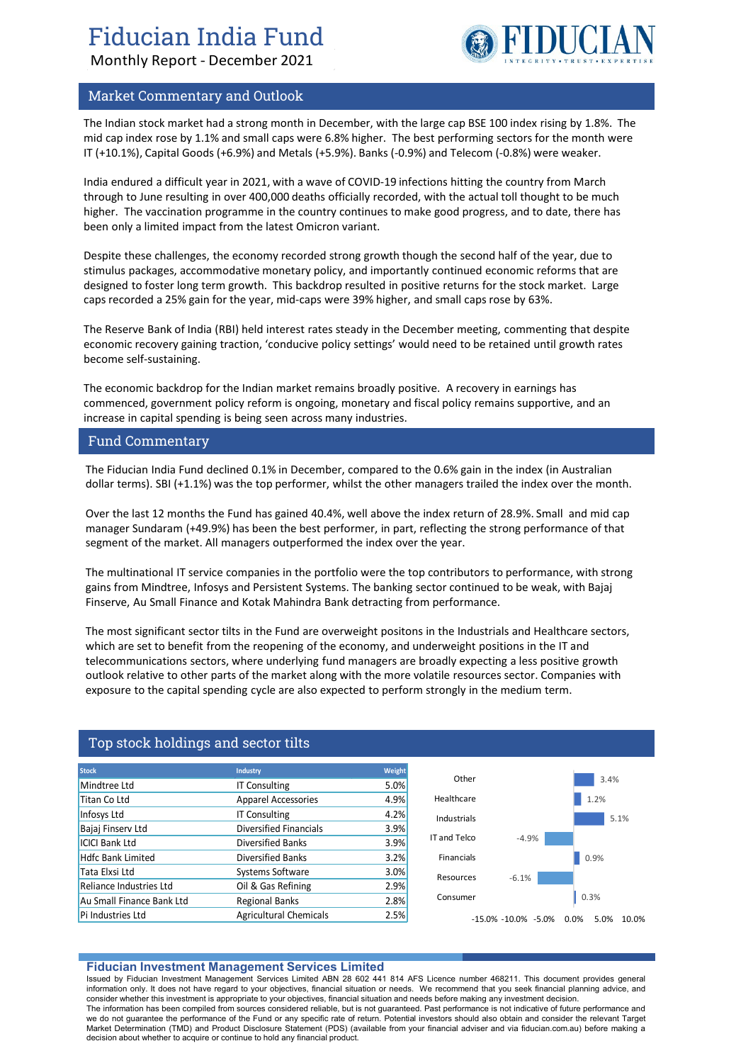# Fiducian India Fund

Monthly Report - December 2021

## Market Commentary and Outlook

The Indian stock market had a strong month in December, with the large cap BSE 100 index rising by 1.8%. The mid cap index rose by 1.1% and small caps were 6.8% higher. The best performing sectors for the month were IT (+10.1%), Capital Goods (+6.9%) and Metals (+5.9%). Banks (-0.9%) and Telecom (-0.8%) were weaker.

India endured a difficult year in 2021, with a wave of COVID-19 infections hitting the country from March through to June resulting in over 400,000 deaths officially recorded, with the actual toll thought to be much higher. The vaccination programme in the country continues to make good progress, and to date, there has been only a limited impact from the latest Omicron variant.

Despite these challenges, the economy recorded strong growth though the second half of the year, due to stimulus packages, accommodative monetary policy, and importantly continued economic reforms that are designed to foster long term growth. This backdrop resulted in positive returns for the stock market. Large caps recorded a 25% gain for the year, mid-caps were 39% higher, and small caps rose by 63%.

The Reserve Bank of India (RBI) held interest rates steady in the December meeting, commenting that despite economic recovery gaining traction, 'conducive policy settings' would need to be retained until growth rates become self-sustaining.

The economic backdrop for the Indian market remains broadly positive. A recovery in earnings has commenced, government policy reform is ongoing, monetary and fiscal policy remains supportive, and an increase in capital spending is being seen across many industries.

## Fund Commentary

The Fiducian India Fund declined 0.1% in December, compared to the 0.6% gain in the index (in Australian dollar terms). SBI (+1.1%) was the top performer, whilst the other managers trailed the index over the month.

Over the last 12 months the Fund has gained 40.4%, well above the index return of 28.9%. Small and mid cap manager Sundaram (+49.9%) has been the best performer, in part, reflecting the strong performance of that segment of the market. All managers outperformed the index over the year.

The multinational IT service companies in the portfolio were the top contributors to performance, with strong gains from Mindtree, Infosys and Persistent Systems. The banking sector continued to be weak, with Bajaj Finserve, Au Small Finance and Kotak Mahindra Bank detracting from performance.

The most significant sector tilts in the Fund are overweight positons in the Industrials and Healthcare sectors, which are set to benefit from the reopening of the economy, and underweight positions in the IT and telecommunications sectors, where underlying fund managers are broadly expecting a less positive growth outlook relative to other parts of the market along with the more volatile resources sector. Companies with exposure to the capital spending cycle are also expected to perform strongly in the medium term.

## Top stock holdings and sector tilts

| Stock | Industry | Weight |
|---|---|---|
| Mindtree Ltd | IT Consulting | 5.0% |
| Titan Co Ltd | Apparel Accessories | 4.9% |
| Infosys Ltd | IT Consulting | 4.2% |
| Bajaj Finserv Ltd | Diversified Financials | 3.9% |
| ICICI Bank Ltd | Diversified Banks | 3.9% |
| Hdfc Bank Limited | Diversified Banks | 3.2% |
| Tata Elxsi Ltd | Systems Software | 3.0% |
| Reliance Industries Ltd | Oil & Gas Refining | 2.9% |
| Au Small Finance Bank Ltd | Regional Banks | 2.8% |
| Pi Industries Ltd | Agricultural Chemicals | 2.5% |

Other 3.4%
Healthcare 1.2%
Industrials 5.1%
IT and Telco -4.9%
Financials 0.9%
Resources -6.1%
Consumer 0.3%

-15.0% -10.0% -5.0% 0.0% 5.0% 10.0%

**Fiducian Investment Management Services Limited**

Issued by Fiducian Investment Management Services Limited ABN 28 602 441 814 AFS Licence number 468211. This document provides general information only. It does not have regard to your objectives, financial situation or needs. We recommend that you seek financial planning advice, and consider whether this investment is appropriate to your objectives, financial situation and needs before making any investment decision.
The information has been compiled from sources considered reliable, but is not guaranteed. Past performance is not indicative of future performance and we do not guarantee the performance of the Fund or any specific rate of return. Potential investors should also obtain and consider the relevant Target Market Determination (TMD) and Product Disclosure Statement (PDS) (available from your financial adviser and via fiducian.com.au) before making a decision about whether to acquire or continue to hold any financial product.